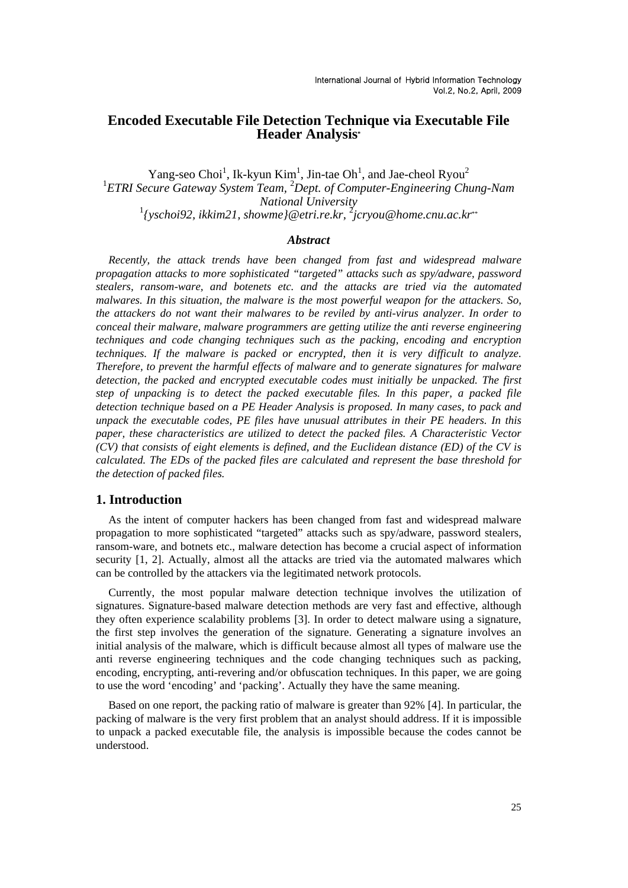# Encoded Executable File Detection Technique via Executable File Header Analysis*

Yang-seo Choi[1], Ik-kyun Kim[1], Jin-tae Oh[1], and Jae-cheol Ryou[2]

[1]*ETRI Secure Gateway System Team,* [2]*Dept. of Computer-Engineering Chung-Nam National University*

[1]*{yschoi92, ikkim21, showme}@etri.re.kr,* [2]*jcryou@home.cnu.ac.kr***

### *Abstract*

*Recently, the attack trends have been changed from fast and widespread malware propagation attacks to more sophisticated "targeted" attacks such as spy/adware, password stealers, ransom-ware, and botenets etc. and the attacks are tried via the automated malwares. In this situation, the malware is the most powerful weapon for the attackers. So, the attackers do not want their malwares to be reviled by anti-virus analyzer. In order to conceal their malware, malware programmers are getting utilize the anti reverse engineering techniques and code changing techniques such as the packing, encoding and encryption techniques. If the malware is packed or encrypted, then it is very difficult to analyze. Therefore, to prevent the harmful effects of malware and to generate signatures for malware detection, the packed and encrypted executable codes must initially be unpacked. The first step of unpacking is to detect the packed executable files. In this paper, a packed file detection technique based on a PE Header Analysis is proposed. In many cases, to pack and unpack the executable codes, PE files have unusual attributes in their PE headers. In this paper, these characteristics are utilized to detect the packed files. A Characteristic Vector (CV) that consists of eight elements is defined, and the Euclidean distance (ED) of the CV is calculated. The EDs of the packed files are calculated and represent the base threshold for the detection of packed files.*

## 1. Introduction

As the intent of computer hackers has been changed from fast and widespread malware propagation to more sophisticated "targeted" attacks such as spy/adware, password stealers, ransom-ware, and botnets etc., malware detection has become a crucial aspect of information security [1, 2]. Actually, almost all the attacks are tried via the automated malwares which can be controlled by the attackers via the legitimated network protocols.

Currently, the most popular malware detection technique involves the utilization of signatures. Signature-based malware detection methods are very fast and effective, although they often experience scalability problems [3]. In order to detect malware using a signature, the first step involves the generation of the signature. Generating a signature involves an initial analysis of the malware, which is difficult because almost all types of malware use the anti reverse engineering techniques and the code changing techniques such as packing, encoding, encrypting, anti-revering and/or obfuscation techniques. In this paper, we are going to use the word 'encoding' and 'packing'. Actually they have the same meaning.

Based on one report, the packing ratio of malware is greater than 92% [4]. In particular, the packing of malware is the very first problem that an analyst should address. If it is impossible to unpack a packed executable file, the analysis is impossible because the codes cannot be understood.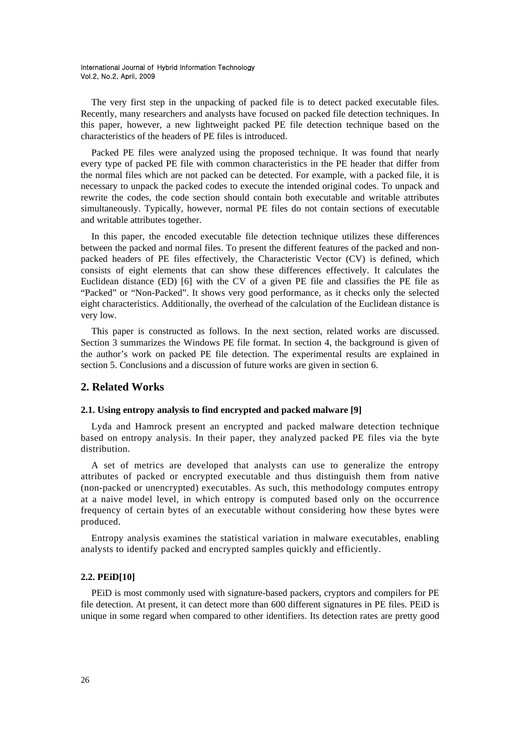The very first step in the unpacking of packed file is to detect packed executable files. Recently, many researchers and analysts have focused on packed file detection techniques. In this paper, however, a new lightweight packed PE file detection technique based on the characteristics of the headers of PE files is introduced.

Packed PE files were analyzed using the proposed technique. It was found that nearly every type of packed PE file with common characteristics in the PE header that differ from the normal files which are not packed can be detected. For example, with a packed file, it is necessary to unpack the packed codes to execute the intended original codes. To unpack and rewrite the codes, the code section should contain both executable and writable attributes simultaneously. Typically, however, normal PE files do not contain sections of executable and writable attributes together.

In this paper, the encoded executable file detection technique utilizes these differences between the packed and normal files. To present the different features of the packed and non-packed headers of PE files effectively, the Characteristic Vector (CV) is defined, which consists of eight elements that can show these differences effectively. It calculates the Euclidean distance (ED) [6] with the CV of a given PE file and classifies the PE file as "Packed" or "Non-Packed". It shows very good performance, as it checks only the selected eight characteristics. Additionally, the overhead of the calculation of the Euclidean distance is very low.

This paper is constructed as follows. In the next section, related works are discussed. Section 3 summarizes the Windows PE file format. In section 4, the background is given of the author's work on packed PE file detection. The experimental results are explained in section 5. Conclusions and a discussion of future works are given in section 6.

## 2. Related Works

### 2.1. Using entropy analysis to find encrypted and packed malware [9]

Lyda and Hamrock present an encrypted and packed malware detection technique based on entropy analysis. In their paper, they analyzed packed PE files via the byte distribution.

A set of metrics are developed that analysts can use to generalize the entropy attributes of packed or encrypted executable and thus distinguish them from native (non-packed or unencrypted) executables. As such, this methodology computes entropy at a naive model level, in which entropy is computed based only on the occurrence frequency of certain bytes of an executable without considering how these bytes were produced.

Entropy analysis examines the statistical variation in malware executables, enabling analysts to identify packed and encrypted samples quickly and efficiently.

### 2.2. PEiD[10]

PEiD is most commonly used with signature-based packers, cryptors and compilers for PE file detection. At present, it can detect more than 600 different signatures in PE files. PEiD is unique in some regard when compared to other identifiers. Its detection rates are pretty good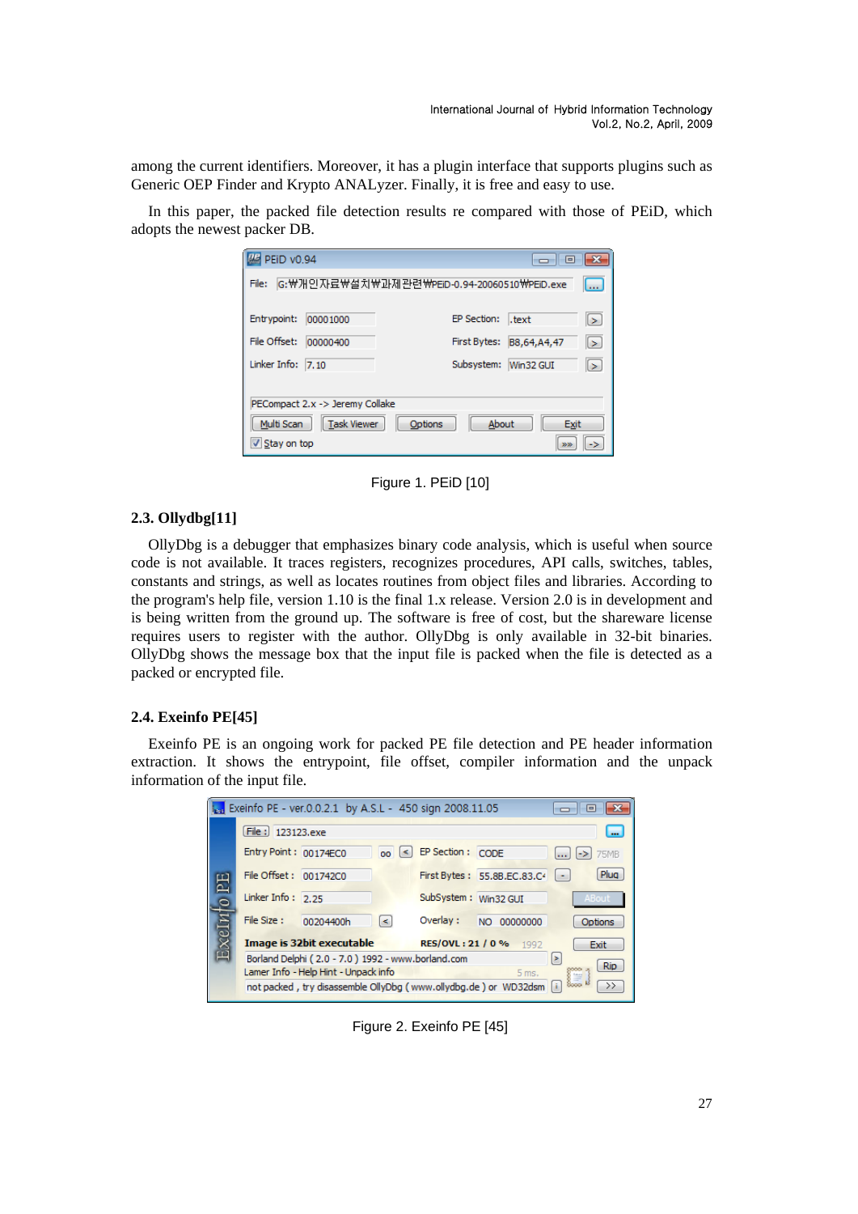among the current identifiers. Moreover, it has a plugin interface that supports plugins such as Generic OEP Finder and Krypto ANALyzer. Finally, it is free and easy to use.

In this paper, the packed file detection results re compared with those of PEiD, which adopts the newest packer DB.

Figure 1. PEiD [10]

### 2.3. Ollydbg[11]

OllyDbg is a debugger that emphasizes binary code analysis, which is useful when source code is not available. It traces registers, recognizes procedures, API calls, switches, tables, constants and strings, as well as locates routines from object files and libraries. According to the program's help file, version 1.10 is the final 1.x release. Version 2.0 is in development and is being written from the ground up. The software is free of cost, but the shareware license requires users to register with the author. OllyDbg is only available in 32-bit binaries. OllyDbg shows the message box that the input file is packed when the file is detected as a packed or encrypted file.

### 2.4. Exeinfo PE[45]

Exeinfo PE is an ongoing work for packed PE file detection and PE header information extraction. It shows the entrypoint, file offset, compiler information and the unpack information of the input file.

Figure 2. Exeinfo PE [45]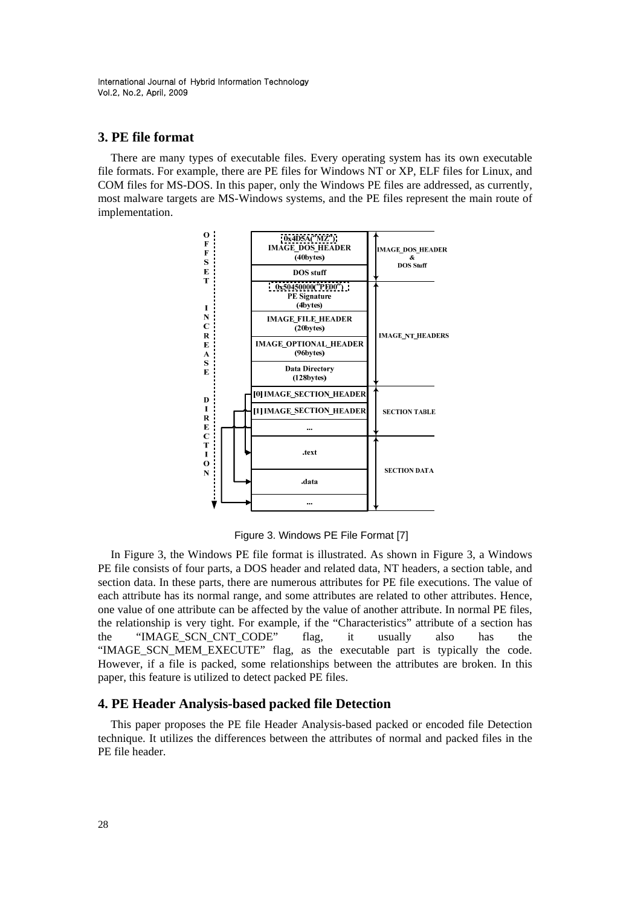## 3. PE file format

There are many types of executable files. Every operating system has its own executable file formats. For example, there are PE files for Windows NT or XP, ELF files for Linux, and COM files for MS-DOS. In this paper, only the Windows PE files are addressed, as currently, most malware targets are MS-Windows systems, and the PE files represent the main route of implementation.

Figure 3. Windows PE File Format [7]

In Figure 3, the Windows PE file format is illustrated. As shown in Figure 3, a Windows PE file consists of four parts, a DOS header and related data, NT headers, a section table, and section data. In these parts, there are numerous attributes for PE file executions. The value of each attribute has its normal range, and some attributes are related to other attributes. Hence, one value of one attribute can be affected by the value of another attribute. In normal PE files, the relationship is very tight. For example, if the "Characteristics" attribute of a section has the "IMAGE_SCN_CNT_CODE" flag, it usually also has the "IMAGE_SCN_MEM_EXECUTE" flag, as the executable part is typically the code. However, if a file is packed, some relationships between the attributes are broken. In this paper, this feature is utilized to detect packed PE files.

## 4. PE Header Analysis-based packed file Detection

This paper proposes the PE file Header Analysis-based packed or encoded file Detection technique. It utilizes the differences between the attributes of normal and packed files in the PE file header.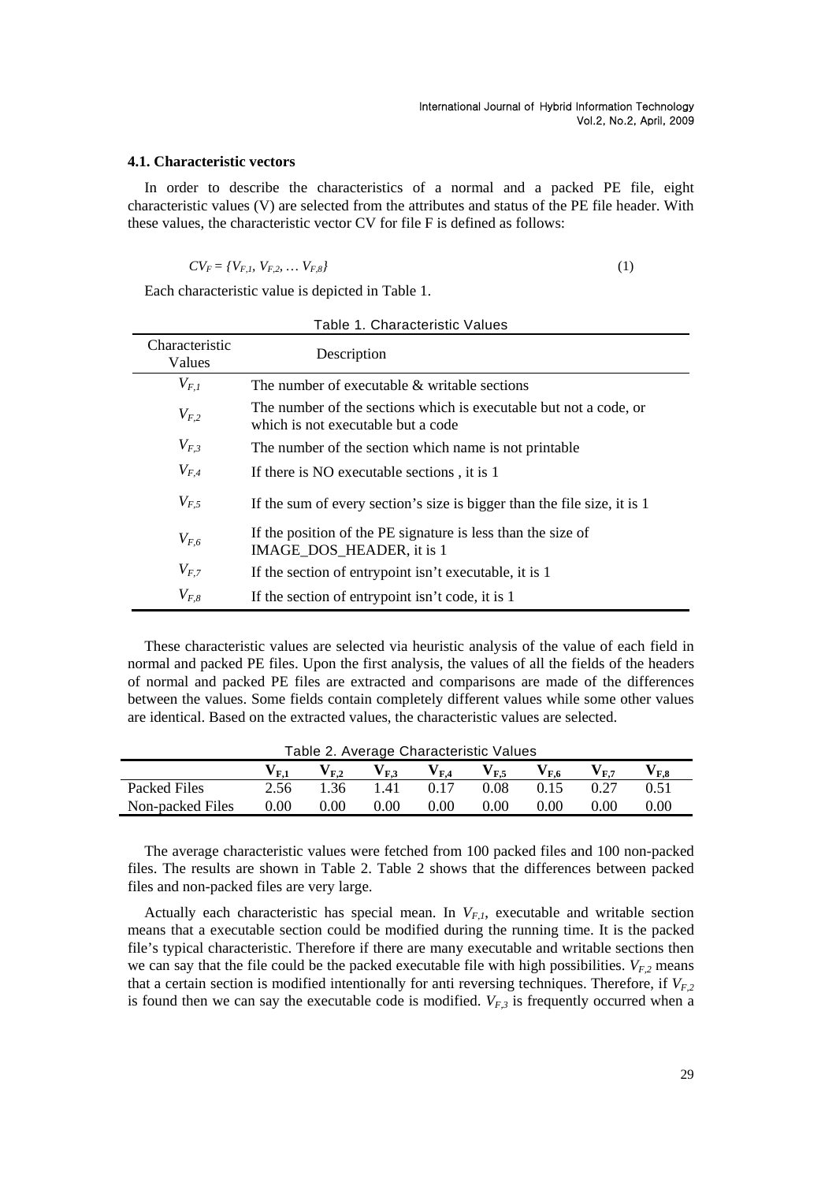### 4.1. Characteristic vectors

In order to describe the characteristics of a normal and a packed PE file, eight characteristic values (V) are selected from the attributes and status of the PE file header. With these values, the characteristic vector CV for file F is defined as follows:

$$CV_F = \{V_{F,1}, V_{F,2}, \dots V_{F,8}\} \tag{1}$$

Each characteristic value is depicted in Table 1.

Table 1. Characteristic Values

| Characteristic Values | Description |
|---|---|
| $V_{F,1}$ | The number of executable & writable sections |
| $V_{F,2}$ | The number of the sections which is executable but not a code, or which is not executable but a code |
| $V_{F,3}$ | The number of the section which name is not printable |
| $V_{F,4}$ | If there is NO executable sections , it is 1 |
| $V_{F,5}$ | If the sum of every section's size is bigger than the file size, it is 1 |
| $V_{F,6}$ | If the position of the PE signature is less than the size of IMAGE_DOS_HEADER, it is 1 |
| $V_{F,7}$ | If the section of entrypoint isn't executable, it is 1 |
| $V_{F,8}$ | If the section of entrypoint isn't code, it is 1 |

These characteristic values are selected via heuristic analysis of the value of each field in normal and packed PE files. Upon the first analysis, the values of all the fields of the headers of normal and packed PE files are extracted and comparisons are made of the differences between the values. Some fields contain completely different values while some other values are identical. Based on the extracted values, the characteristic values are selected.

Table 2. Average Characteristic Values

| | $V_{F,1}$ | $V_{F,2}$ | $V_{F,3}$ | $V_{F,4}$ | $V_{F,5}$ | $V_{F,6}$ | $V_{F,7}$ | $V_{F,8}$ |
|---|---|---|---|---|---|---|---|---|
| Packed Files | 2.56 | 1.36 | 1.41 | 0.17 | 0.08 | 0.15 | 0.27 | 0.51 |
| Non-packed Files | 0.00 | 0.00 | 0.00 | 0.00 | 0.00 | 0.00 | 0.00 | 0.00 |

The average characteristic values were fetched from 100 packed files and 100 non-packed files. The results are shown in Table 2. Table 2 shows that the differences between packed files and non-packed files are very large.

Actually each characteristic has special mean. In $V_{F,1}$, executable and writable section means that a executable section could be modified during the running time. It is the packed file's typical characteristic. Therefore if there are many executable and writable sections then we can say that the file could be the packed executable file with high possibilities. $V_{F,2}$ means that a certain section is modified intentionally for anti reversing techniques. Therefore, if $V_{F,2}$ is found then we can say the executable code is modified. $V_{F,3}$ is frequently occurred when a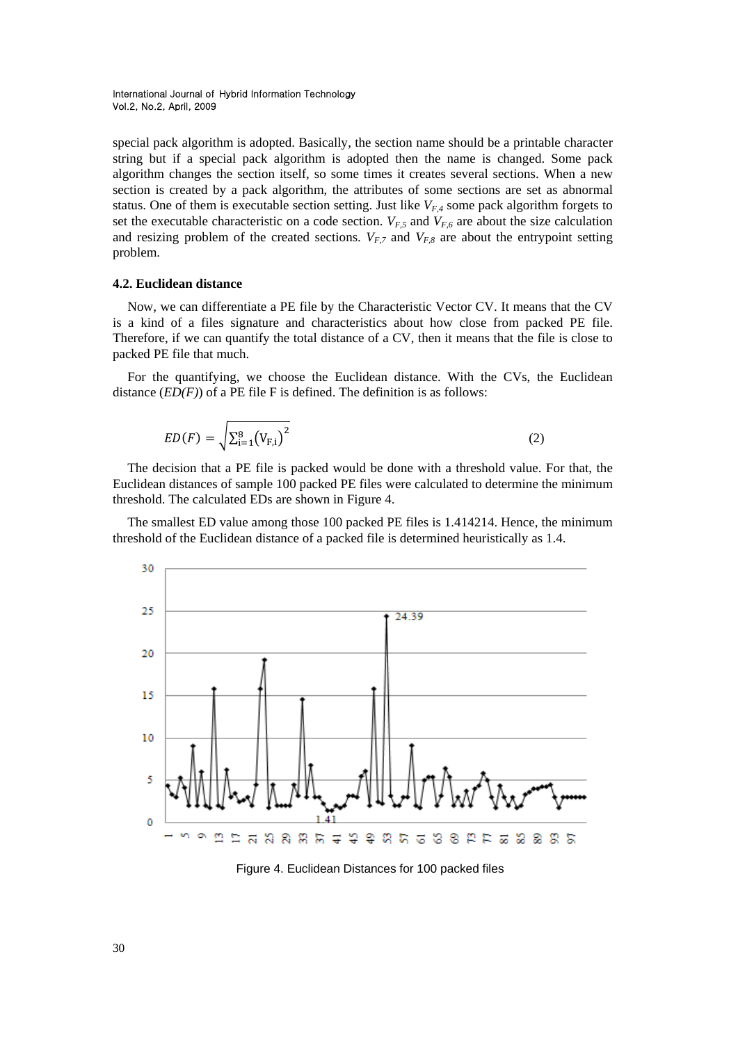special pack algorithm is adopted. Basically, the section name should be a printable character string but if a special pack algorithm is adopted then the name is changed. Some pack algorithm changes the section itself, so some times it creates several sections. When a new section is created by a pack algorithm, the attributes of some sections are set as abnormal status. One of them is executable section setting. Just like $V_{F,4}$ some pack algorithm forgets to set the executable characteristic on a code section. $V_{F,5}$ and $V_{F,6}$ are about the size calculation and resizing problem of the created sections. $V_{F,7}$ and $V_{F,8}$ are about the entrypoint setting problem.

### 4.2. Euclidean distance

Now, we can differentiate a PE file by the Characteristic Vector CV. It means that the CV is a kind of a files signature and characteristics about how close from packed PE file. Therefore, if we can quantify the total distance of a CV, then it means that the file is close to packed PE file that much.

For the quantifying, we choose the Euclidean distance. With the CVs, the Euclidean distance (*ED(F)*) of a PE file F is defined. The definition is as follows:

$$ED(F) = \sqrt{\sum_{i=1}^{8} (V_{F,i})^2} \qquad (2)$$

The decision that a PE file is packed would be done with a threshold value. For that, the Euclidean distances of sample 100 packed PE files were calculated to determine the minimum threshold. The calculated EDs are shown in Figure 4.

The smallest ED value among those 100 packed PE files is 1.414214. Hence, the minimum threshold of the Euclidean distance of a packed file is determined heuristically as 1.4.

Figure 4. Euclidean Distances for 100 packed files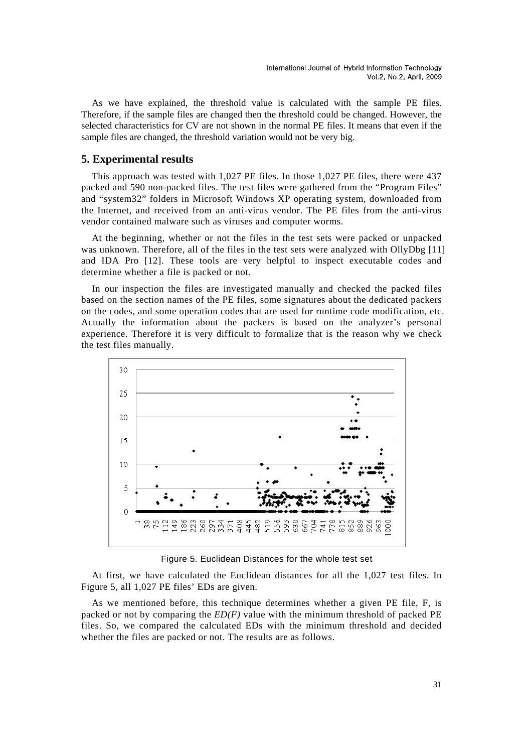As we have explained, the threshold value is calculated with the sample PE files. Therefore, if the sample files are changed then the threshold could be changed. However, the selected characteristics for CV are not shown in the normal PE files. It means that even if the sample files are changed, the threshold variation would not be very big.

## 5. Experimental results

This approach was tested with 1,027 PE files. In those 1,027 PE files, there were 437 packed and 590 non-packed files. The test files were gathered from the "Program Files" and "system32" folders in Microsoft Windows XP operating system, downloaded from the Internet, and received from an anti-virus vendor. The PE files from the anti-virus vendor contained malware such as viruses and computer worms.

At the beginning, whether or not the files in the test sets were packed or unpacked was unknown. Therefore, all of the files in the test sets were analyzed with OllyDbg [11] and IDA Pro [12]. These tools are very helpful to inspect executable codes and determine whether a file is packed or not.

In our inspection the files are investigated manually and checked the packed files based on the section names of the PE files, some signatures about the dedicated packers on the codes, and some operation codes that are used for runtime code modification, etc. Actually the information about the packers is based on the analyzer's personal experience. Therefore it is very difficult to formalize that is the reason why we check the test files manually.

Figure 5. Euclidean Distances for the whole test set

At first, we have calculated the Euclidean distances for all the 1,027 test files. In Figure 5, all 1,027 PE files' EDs are given.

As we mentioned before, this technique determines whether a given PE file, F, is packed or not by comparing the *ED(F)* value with the minimum threshold of packed PE files. So, we compared the calculated EDs with the minimum threshold and decided whether the files are packed or not. The results are as follows.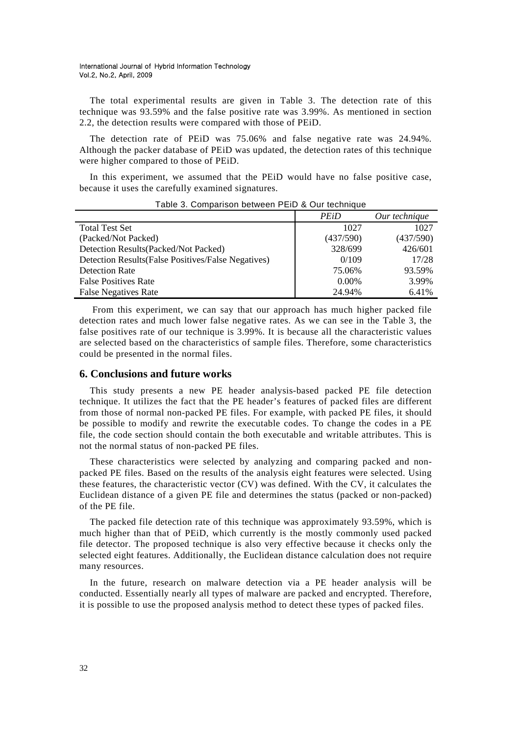The total experimental results are given in Table 3. The detection rate of this technique was 93.59% and the false positive rate was 3.99%. As mentioned in section 2.2, the detection results were compared with those of PEiD.

The detection rate of PEiD was 75.06% and false negative rate was 24.94%. Although the packer database of PEiD was updated, the detection rates of this technique were higher compared to those of PEiD.

In this experiment, we assumed that the PEiD would have no false positive case, because it uses the carefully examined signatures.

Table 3. Comparison between PEiD & Our technique

| | *PEiD* | *Our technique* |
|---|---|---|
| Total Test Set | 1027 | 1027 |
| (Packed/Not Packed) | (437/590) | (437/590) |
| Detection Results(Packed/Not Packed) | 328/699 | 426/601 |
| Detection Results(False Positives/False Negatives) | 0/109 | 17/28 |
| Detection Rate | 75.06% | 93.59% |
| False Positives Rate | 0.00% | 3.99% |
| False Negatives Rate | 24.94% | 6.41% |

From this experiment, we can say that our approach has much higher packed file detection rates and much lower false negative rates. As we can see in the Table 3, the false positives rate of our technique is 3.99%. It is because all the characteristic values are selected based on the characteristics of sample files. Therefore, some characteristics could be presented in the normal files.

## 6. Conclusions and future works

This study presents a new PE header analysis-based packed PE file detection technique. It utilizes the fact that the PE header's features of packed files are different from those of normal non-packed PE files. For example, with packed PE files, it should be possible to modify and rewrite the executable codes. To change the codes in a PE file, the code section should contain the both executable and writable attributes. This is not the normal status of non-packed PE files.

These characteristics were selected by analyzing and comparing packed and non-packed PE files. Based on the results of the analysis eight features were selected. Using these features, the characteristic vector (CV) was defined. With the CV, it calculates the Euclidean distance of a given PE file and determines the status (packed or non-packed) of the PE file.

The packed file detection rate of this technique was approximately 93.59%, which is much higher than that of PEiD, which currently is the mostly commonly used packed file detector. The proposed technique is also very effective because it checks only the selected eight features. Additionally, the Euclidean distance calculation does not require many resources.

In the future, research on malware detection via a PE header analysis will be conducted. Essentially nearly all types of malware are packed and encrypted. Therefore, it is possible to use the proposed analysis method to detect these types of packed files.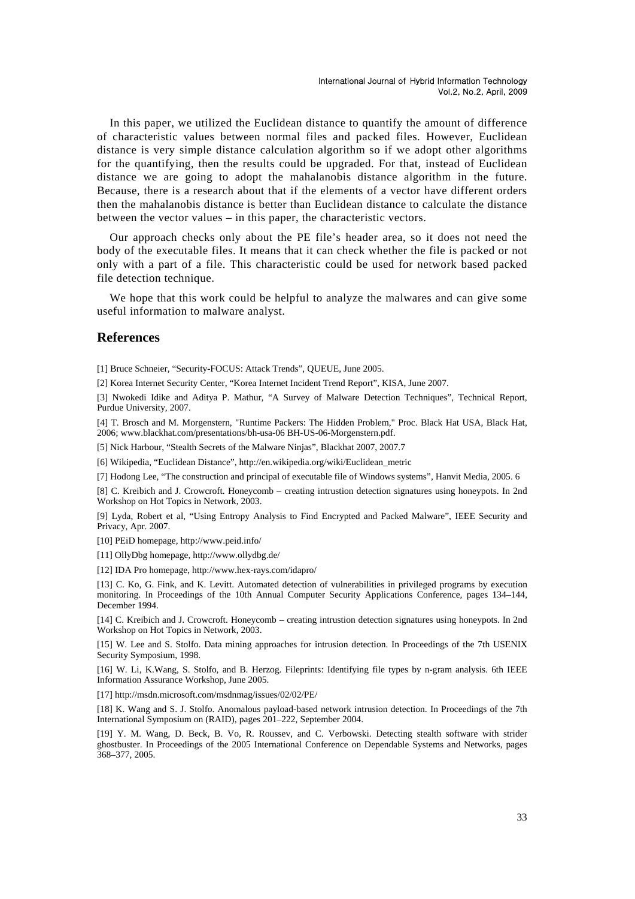In this paper, we utilized the Euclidean distance to quantify the amount of difference of characteristic values between normal files and packed files. However, Euclidean distance is very simple distance calculation algorithm so if we adopt other algorithms for the quantifying, then the results could be upgraded. For that, instead of Euclidean distance we are going to adopt the mahalanobis distance algorithm in the future. Because, there is a research about that if the elements of a vector have different orders then the mahalanobis distance is better than Euclidean distance to calculate the distance between the vector values – in this paper, the characteristic vectors.

Our approach checks only about the PE file's header area, so it does not need the body of the executable files. It means that it can check whether the file is packed or not only with a part of a file. This characteristic could be used for network based packed file detection technique.

We hope that this work could be helpful to analyze the malwares and can give some useful information to malware analyst.

## References

[1] Bruce Schneier, "Security-FOCUS: Attack Trends", QUEUE, June 2005.

[2] Korea Internet Security Center, "Korea Internet Incident Trend Report", KISA, June 2007.

[3] Nwokedi Idike and Aditya P. Mathur, "A Survey of Malware Detection Techniques", Technical Report, Purdue University, 2007.

[4] T. Brosch and M. Morgenstern, "Runtime Packers: The Hidden Problem," Proc. Black Hat USA, Black Hat, 2006; www.blackhat.com/presentations/bh-usa-06 BH-US-06-Morgenstern.pdf.

[5] Nick Harbour, "Stealth Secrets of the Malware Ninjas", Blackhat 2007, 2007.7

[6] Wikipedia, "Euclidean Distance", http://en.wikipedia.org/wiki/Euclidean_metric

[7] Hodong Lee, "The construction and principal of executable file of Windows systems", Hanvit Media, 2005. 6

[8] C. Kreibich and J. Crowcroft. Honeycomb – creating intrustion detection signatures using honeypots. In 2nd Workshop on Hot Topics in Network, 2003.

[9] Lyda, Robert et al, "Using Entropy Analysis to Find Encrypted and Packed Malware", IEEE Security and Privacy, Apr. 2007.

[10] PEiD homepage, http://www.peid.info/

[11] OllyDbg homepage, http://www.ollydbg.de/

[12] IDA Pro homepage, http://www.hex-rays.com/idapro/

[13] C. Ko, G. Fink, and K. Levitt. Automated detection of vulnerabilities in privileged programs by execution monitoring. In Proceedings of the 10th Annual Computer Security Applications Conference, pages 134–144, December 1994.

[14] C. Kreibich and J. Crowcroft. Honeycomb – creating intrustion detection signatures using honeypots. In 2nd Workshop on Hot Topics in Network, 2003.

[15] W. Lee and S. Stolfo. Data mining approaches for intrusion detection. In Proceedings of the 7th USENIX Security Symposium, 1998.

[16] W. Li, K.Wang, S. Stolfo, and B. Herzog. Fileprints: Identifying file types by n-gram analysis. 6th IEEE Information Assurance Workshop, June 2005.

[17] http://msdn.microsoft.com/msdnmag/issues/02/02/PE/

[18] K. Wang and S. J. Stolfo. Anomalous payload-based network intrusion detection. In Proceedings of the 7th International Symposium on (RAID), pages 201–222, September 2004.

[19] Y. M. Wang, D. Beck, B. Vo, R. Roussev, and C. Verbowski. Detecting stealth software with strider ghostbuster. In Proceedings of the 2005 International Conference on Dependable Systems and Networks, pages 368–377, 2005.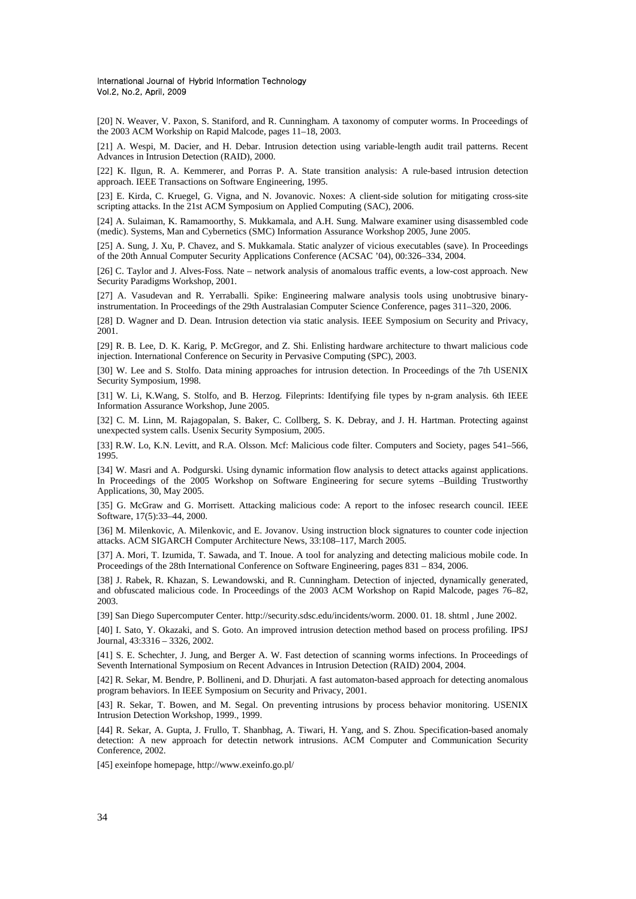[20] N. Weaver, V. Paxon, S. Staniford, and R. Cunningham. A taxonomy of computer worms. In Proceedings of the 2003 ACM Workship on Rapid Malcode, pages 11–18, 2003.

[21] A. Wespi, M. Dacier, and H. Debar. Intrusion detection using variable-length audit trail patterns. Recent Advances in Intrusion Detection (RAID), 2000.

[22] K. Ilgun, R. A. Kemmerer, and Porras P. A. State transition analysis: A rule-based intrusion detection approach. IEEE Transactions on Software Engineering, 1995.

[23] E. Kirda, C. Kruegel, G. Vigna, and N. Jovanovic. Noxes: A client-side solution for mitigating cross-site scripting attacks. In the 21st ACM Symposium on Applied Computing (SAC), 2006.

[24] A. Sulaiman, K. Ramamoorthy, S. Mukkamala, and A.H. Sung. Malware examiner using disassembled code (medic). Systems, Man and Cybernetics (SMC) Information Assurance Workshop 2005, June 2005.

[25] A. Sung, J. Xu, P. Chavez, and S. Mukkamala. Static analyzer of vicious executables (save). In Proceedings of the 20th Annual Computer Security Applications Conference (ACSAC '04), 00:326–334, 2004.

[26] C. Taylor and J. Alves-Foss. Nate – network analysis of anomalous traffic events, a low-cost approach. New Security Paradigms Workshop, 2001.

[27] A. Vasudevan and R. Yerraballi. Spike: Engineering malware analysis tools using unobtrusive binary-instrumentation. In Proceedings of the 29th Australasian Computer Science Conference, pages 311–320, 2006.

[28] D. Wagner and D. Dean. Intrusion detection via static analysis. IEEE Symposium on Security and Privacy, 2001.

[29] R. B. Lee, D. K. Karig, P. McGregor, and Z. Shi. Enlisting hardware architecture to thwart malicious code injection. International Conference on Security in Pervasive Computing (SPC), 2003.

[30] W. Lee and S. Stolfo. Data mining approaches for intrusion detection. In Proceedings of the 7th USENIX Security Symposium, 1998.

[31] W. Li, K.Wang, S. Stolfo, and B. Herzog. Fileprints: Identifying file types by n-gram analysis. 6th IEEE Information Assurance Workshop, June 2005.

[32] C. M. Linn, M. Rajagopalan, S. Baker, C. Collberg, S. K. Debray, and J. H. Hartman. Protecting against unexpected system calls. Usenix Security Symposium, 2005.

[33] R.W. Lo, K.N. Levitt, and R.A. Olsson. Mcf: Malicious code filter. Computers and Society, pages 541–566, 1995.

[34] W. Masri and A. Podgurski. Using dynamic information flow analysis to detect attacks against applications. In Proceedings of the 2005 Workshop on Software Engineering for secure sytems –Building Trustworthy Applications, 30, May 2005.

[35] G. McGraw and G. Morrisett. Attacking malicious code: A report to the infosec research council. IEEE Software, 17(5):33–44, 2000.

[36] M. Milenkovic, A. Milenkovic, and E. Jovanov. Using instruction block signatures to counter code injection attacks. ACM SIGARCH Computer Architecture News, 33:108–117, March 2005.

[37] A. Mori, T. Izumida, T. Sawada, and T. Inoue. A tool for analyzing and detecting malicious mobile code. In Proceedings of the 28th International Conference on Software Engineering, pages 831 – 834, 2006.

[38] J. Rabek, R. Khazan, S. Lewandowski, and R. Cunningham. Detection of injected, dynamically generated, and obfuscated malicious code. In Proceedings of the 2003 ACM Workshop on Rapid Malcode, pages 76–82, 2003.

[39] San Diego Supercomputer Center. http://security.sdsc.edu/incidents/worm. 2000. 01. 18. shtml , June 2002.

[40] I. Sato, Y. Okazaki, and S. Goto. An improved intrusion detection method based on process profiling. IPSJ Journal, 43:3316 – 3326, 2002.

[41] S. E. Schechter, J. Jung, and Berger A. W. Fast detection of scanning worms infections. In Proceedings of Seventh International Symposium on Recent Advances in Intrusion Detection (RAID) 2004, 2004.

[42] R. Sekar, M. Bendre, P. Bollineni, and D. Dhurjati. A fast automaton-based approach for detecting anomalous program behaviors. In IEEE Symposium on Security and Privacy, 2001.

[43] R. Sekar, T. Bowen, and M. Segal. On preventing intrusions by process behavior monitoring. USENIX Intrusion Detection Workshop, 1999., 1999.

[44] R. Sekar, A. Gupta, J. Frullo, T. Shanbhag, A. Tiwari, H. Yang, and S. Zhou. Specification-based anomaly detection: A new approach for detectin network intrusions. ACM Computer and Communication Security Conference, 2002.

[45] exeinfope homepage, http://www.exeinfo.go.pl/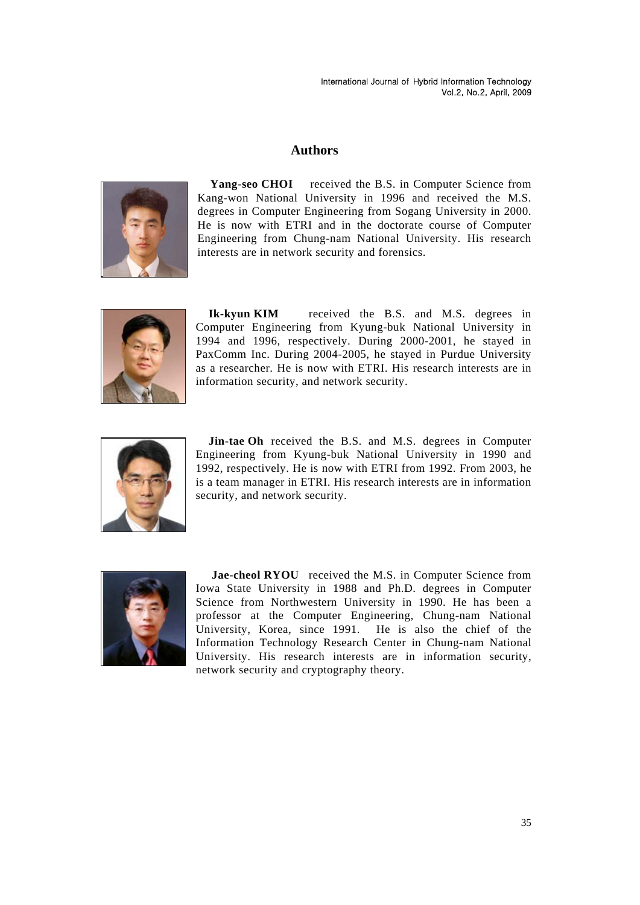## Authors

**Yang-seo CHOI** received the B.S. in Computer Science from Kang-won National University in 1996 and received the M.S. degrees in Computer Engineering from Sogang University in 2000. He is now with ETRI and in the doctorate course of Computer Engineering from Chung-nam National University. His research interests are in network security and forensics.

**Ik-kyun KIM** received the B.S. and M.S. degrees in Computer Engineering from Kyung-buk National University in 1994 and 1996, respectively. During 2000-2001, he stayed in PaxComm Inc. During 2004-2005, he stayed in Purdue University as a researcher. He is now with ETRI. His research interests are in information security, and network security.

**Jin-tae Oh** received the B.S. and M.S. degrees in Computer Engineering from Kyung-buk National University in 1990 and 1992, respectively. He is now with ETRI from 1992. From 2003, he is a team manager in ETRI. His research interests are in information security, and network security.

**Jae-cheol RYOU** received the M.S. in Computer Science from Iowa State University in 1988 and Ph.D. degrees in Computer Science from Northwestern University in 1990. He has been a professor at the Computer Engineering, Chung-nam National University, Korea, since 1991. He is also the chief of the Information Technology Research Center in Chung-nam National University. His research interests are in information security, network security and cryptography theory.